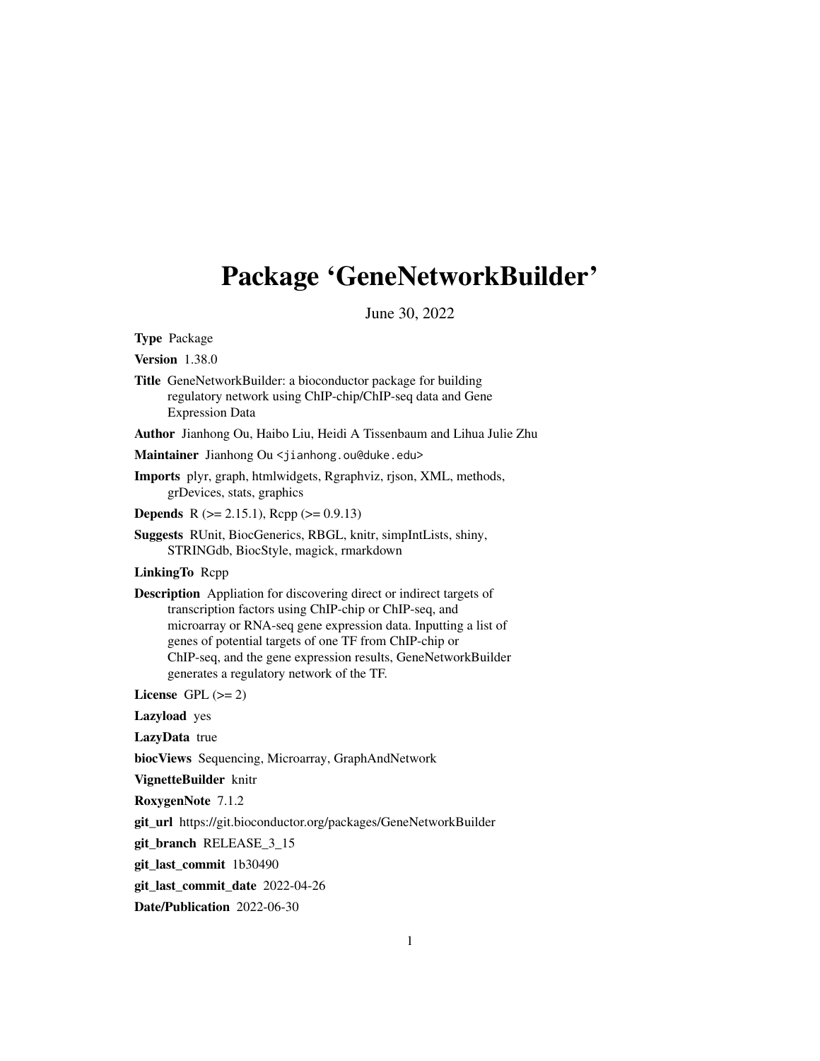# Package 'GeneNetworkBuilder'

June 30, 2022

**Type** Package

**Version** 1.38.0

**Title** GeneNetworkBuilder: a bioconductor package for building regulatory network using ChIP-chip/ChIP-seq data and Gene Expression Data

**Author** Jianhong Ou, Haibo Liu, Heidi A Tissenbaum and Lihua Julie Zhu

**Maintainer** Jianhong Ou <jianhong.ou@duke.edu>

**Imports** plyr, graph, htmlwidgets, Rgraphviz, rjson, XML, methods, grDevices, stats, graphics

**Depends** R (>= 2.15.1), Rcpp (>= 0.9.13)

**Suggests** RUnit, BiocGenerics, RBGL, knitr, simpIntLists, shiny, STRINGdb, BiocStyle, magick, rmarkdown

**LinkingTo** Rcpp

**Description** Appliation for discovering direct or indirect targets of transcription factors using ChIP-chip or ChIP-seq, and microarray or RNA-seq gene expression data. Inputting a list of genes of potential targets of one TF from ChIP-chip or ChIP-seq, and the gene expression results, GeneNetworkBuilder generates a regulatory network of the TF.

**License** GPL (>= 2)

**Lazyload** yes

**LazyData** true

**biocViews** Sequencing, Microarray, GraphAndNetwork

**VignetteBuilder** knitr

**RoxygenNote** 7.1.2

**git_url** https://git.bioconductor.org/packages/GeneNetworkBuilder

**git_branch** RELEASE_3_15

**git_last_commit** 1b30490

**git_last_commit_date** 2022-04-26

**Date/Publication** 2022-06-30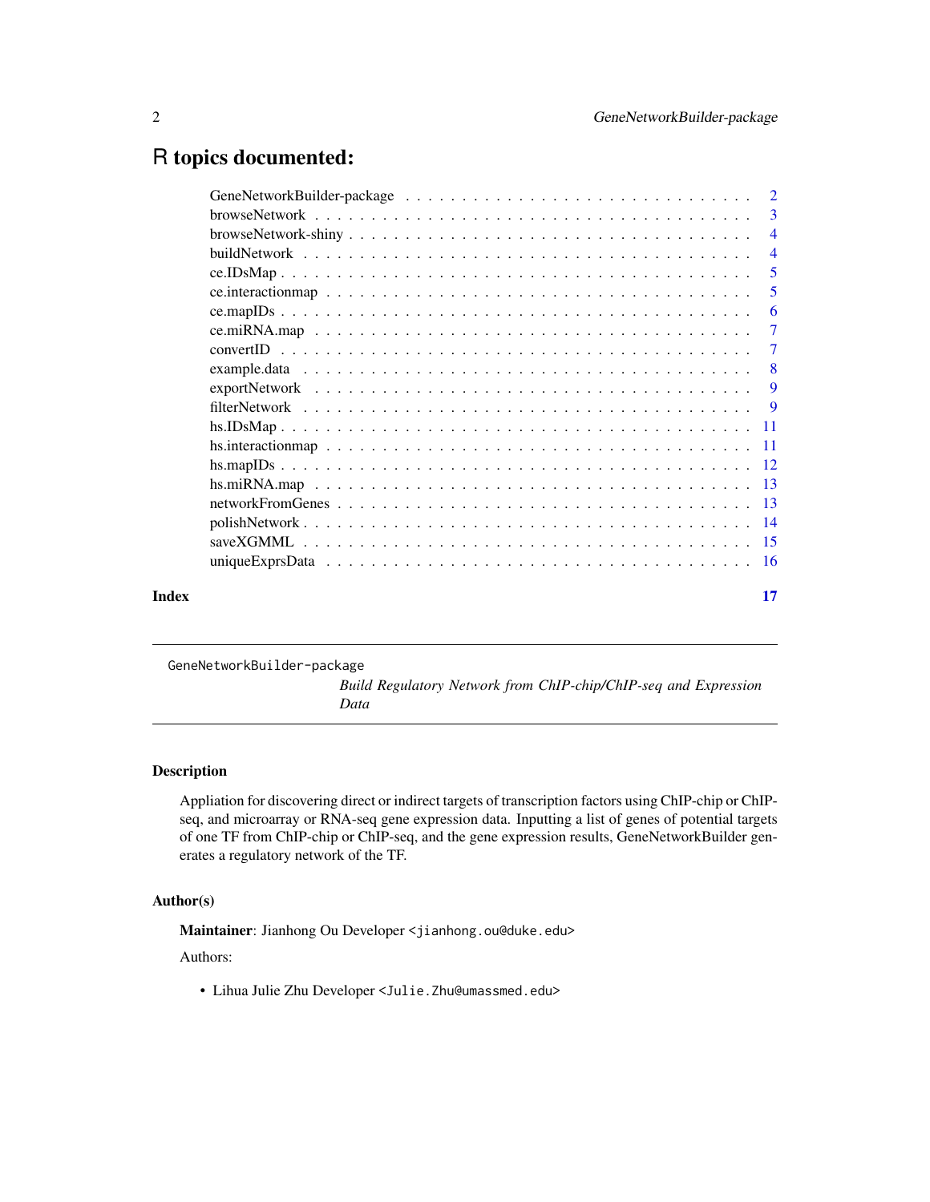# R topics documented:

| | |
|---|---|
| GeneNetworkBuilder-package | 2 |
| browseNetwork | 3 |
| browseNetwork-shiny | 4 |
| buildNetwork | 4 |
| ce.IDsMap | 5 |
| ce.interactionmap | 5 |
| ce.mapIDs | 6 |
| ce.miRNA.map | 7 |
| convertID | 7 |
| example.data | 8 |
| exportNetwork | 9 |
| filterNetwork | 9 |
| hs.IDsMap | 11 |
| hs.interactionmap | 11 |
| hs.mapIDs | 12 |
| hs.miRNA.map | 13 |
| networkFromGenes | 13 |
| polishNetwork | 14 |
| saveXGMML | 15 |
| uniqueExprsData | 16 |
| **Index** | **17** |

---

GeneNetworkBuilder-package — *Build Regulatory Network from ChIP-chip/ChIP-seq and Expression Data*

---

## Description

Appliation for discovering direct or indirect targets of transcription factors using ChIP-chip or ChIP-seq, and microarray or RNA-seq gene expression data. Inputting a list of genes of potential targets of one TF from ChIP-chip or ChIP-seq, and the gene expression results, GeneNetworkBuilder generates a regulatory network of the TF.

## Author(s)

**Maintainer**: Jianhong Ou Developer <jianhong.ou@duke.edu>

Authors:

- Lihua Julie Zhu Developer <Julie.Zhu@umassmed.edu>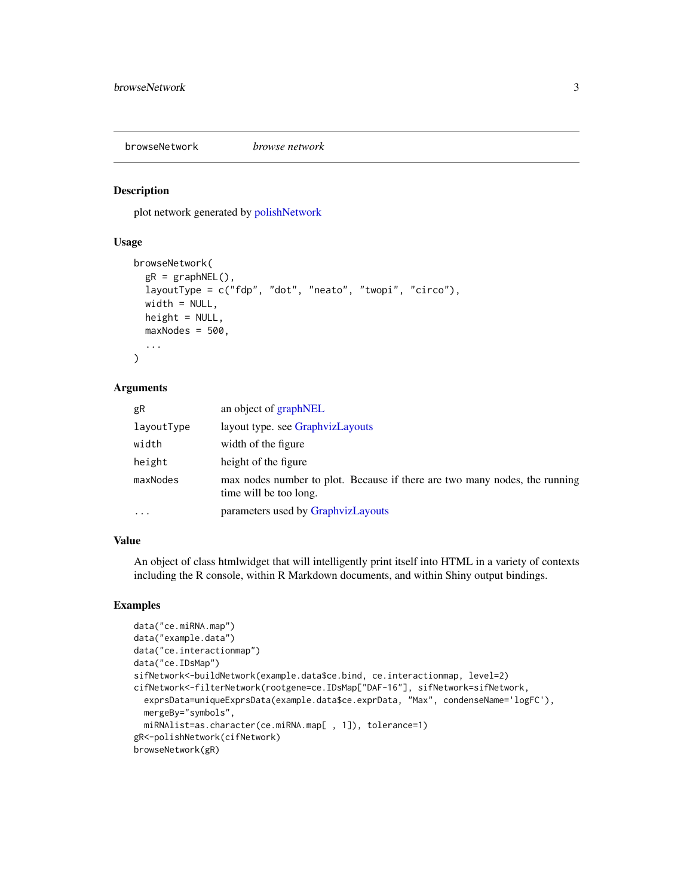## browseNetwork *browse network*

### Description

plot network generated by polishNetwork

### Usage

```
browseNetwork(
  gR = graphNEL(),
  layoutType = c("fdp", "dot", "neato", "twopi", "circo"),
  width = NULL,
  height = NULL,
  maxNodes = 500,
  ...
)
```

### Arguments

| | |
|---|---|
| `gR` | an object of graphNEL |
| `layoutType` | layout type. see GraphvizLayouts |
| `width` | width of the figure |
| `height` | height of the figure |
| `maxNodes` | max nodes number to plot. Because if there are two many nodes, the running time will be too long. |
| `...` | parameters used by GraphvizLayouts |

### Value

An object of class htmlwidget that will intelligently print itself into HTML in a variety of contexts including the R console, within R Markdown documents, and within Shiny output bindings.

### Examples

```
data("ce.miRNA.map")
data("example.data")
data("ce.interactionmap")
data("ce.IDsMap")
sifNetwork<-buildNetwork(example.data$ce.bind, ce.interactionmap, level=2)
cifNetwork<-filterNetwork(rootgene=ce.IDsMap["DAF-16"], sifNetwork=sifNetwork,
  exprsData=uniqueExprsData(example.data$ce.exprData, "Max", condenseName='logFC'),
  mergeBy="symbols",
  miRNAlist=as.character(ce.miRNA.map[ , 1]), tolerance=1)
gR<-polishNetwork(cifNetwork)
browseNetwork(gR)
```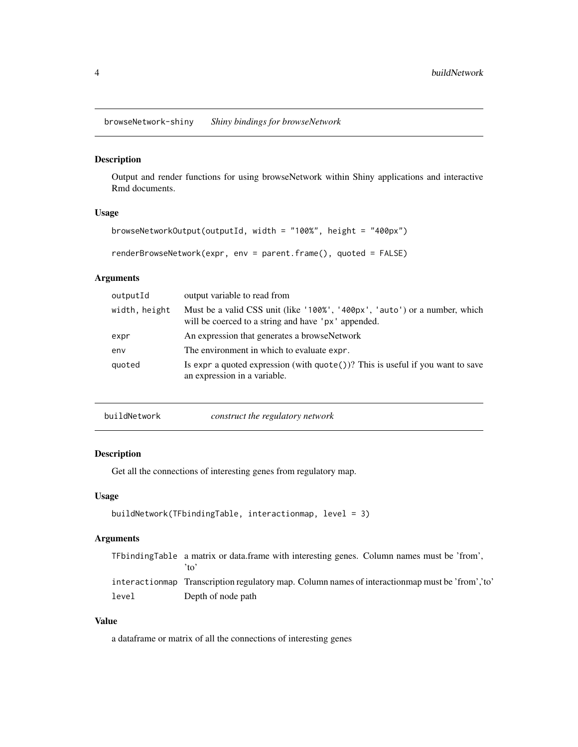## browseNetwork-shiny *Shiny bindings for browseNetwork*

### Description

Output and render functions for using browseNetwork within Shiny applications and interactive Rmd documents.

### Usage

```
browseNetworkOutput(outputId, width = "100%", height = "400px")

renderBrowseNetwork(expr, env = parent.frame(), quoted = FALSE)
```

### Arguments

| | |
|---|---|
| `outputId` | output variable to read from |
| `width, height` | Must be a valid CSS unit (like `'100%'`, `'400px'`, `'auto'`) or a number, which will be coerced to a string and have `'px'` appended. |
| `expr` | An expression that generates a browseNetwork |
| `env` | The environment in which to evaluate `expr`. |
| `quoted` | Is `expr` a quoted expression (with `quote()`)? This is useful if you want to save an expression in a variable. |

## buildNetwork *construct the regulatory network*

### Description

Get all the connections of interesting genes from regulatory map.

### Usage

```
buildNetwork(TFbindingTable, interactionmap, level = 3)
```

### Arguments

| | |
|---|---|
| `TFbindingTable` | a matrix or data.frame with interesting genes. Column names must be 'from', 'to' |
| `interactionmap` | Transcription regulatory map. Column names of interactionmap must be 'from','to' |
| `level` | Depth of node path |

### Value

a dataframe or matrix of all the connections of interesting genes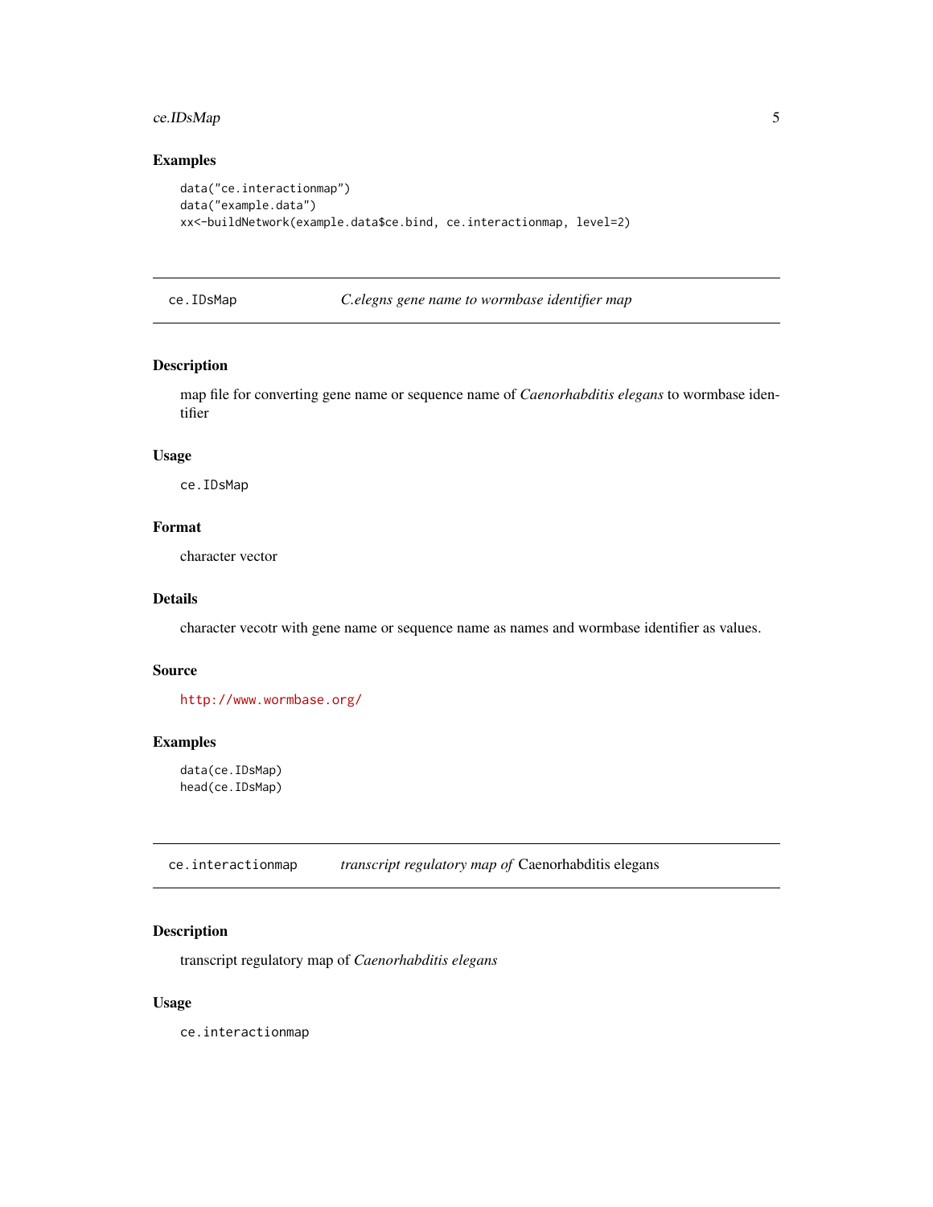## Examples

```
data("ce.interactionmap")
data("example.data")
xx<-buildNetwork(example.data$ce.bind, ce.interactionmap, level=2)
```

---

## ce.IDsMap *C.elegns gene name to wormbase identifier map*

---

### Description

map file for converting gene name or sequence name of *Caenorhabditis elegans* to wormbase identifier

### Usage

```
ce.IDsMap
```

### Format

character vector

### Details

character vecotr with gene name or sequence name as names and wormbase identifier as values.

### Source

http://www.wormbase.org/

### Examples

```
data(ce.IDsMap)
head(ce.IDsMap)
```

---

## ce.interactionmap *transcript regulatory map of* Caenorhabditis elegans

---

### Description

transcript regulatory map of *Caenorhabditis elegans*

### Usage

```
ce.interactionmap
```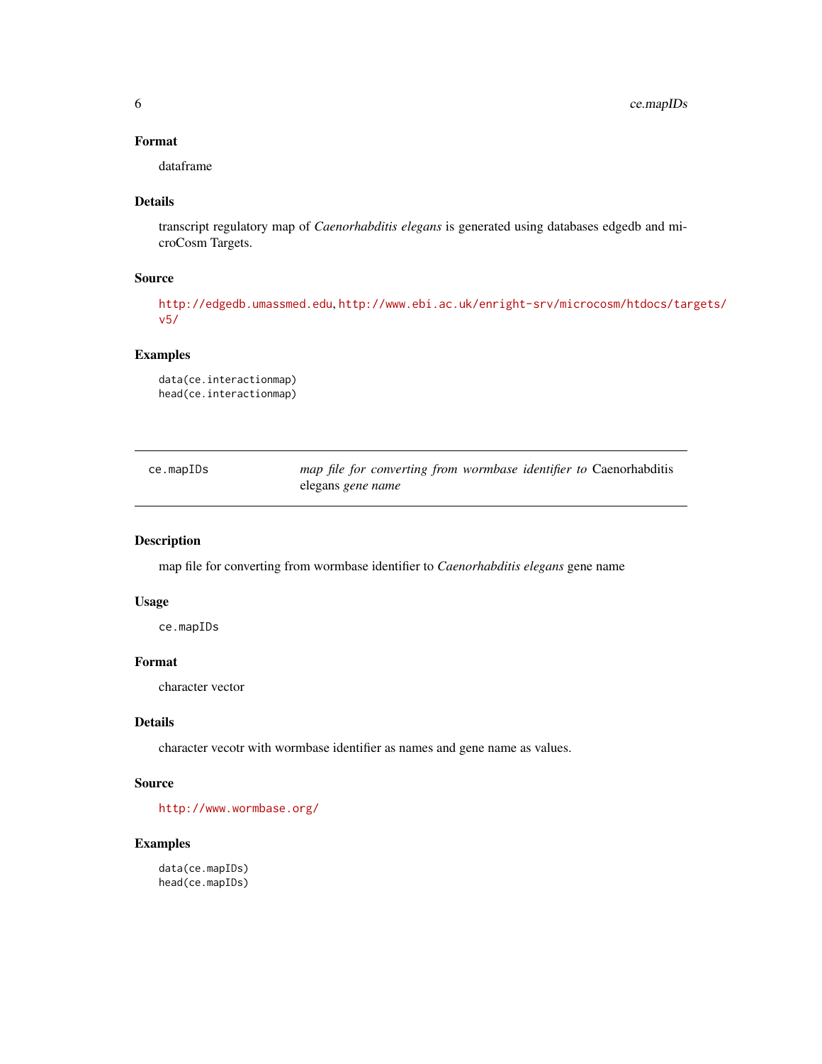### Format

dataframe

### Details

transcript regulatory map of *Caenorhabditis elegans* is generated using databases edgedb and microCosm Targets.

### Source

http://edgedb.umassmed.edu, http://www.ebi.ac.uk/enright-srv/microcosm/htdocs/targets/v5/

### Examples

```
data(ce.interactionmap)
head(ce.interactionmap)
```

---

## ce.mapIDs — *map file for converting from wormbase identifier to* Caenorhabditis elegans *gene name*

---

### Description

map file for converting from wormbase identifier to *Caenorhabditis elegans* gene name

### Usage

```
ce.mapIDs
```

### Format

character vector

### Details

character vecotr with wormbase identifier as names and gene name as values.

### Source

http://www.wormbase.org/

### Examples

```
data(ce.mapIDs)
head(ce.mapIDs)
```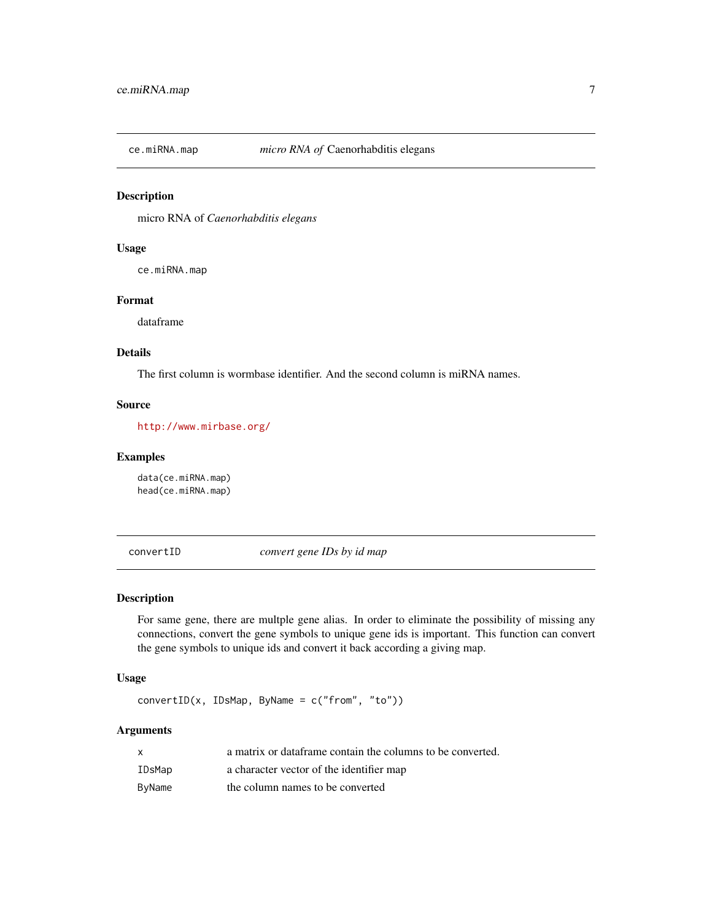## ce.miRNA.map — *micro RNA of* Caenorhabditis elegans

### Description

micro RNA of *Caenorhabditis elegans*

### Usage

```
ce.miRNA.map
```

### Format

dataframe

### Details

The first column is wormbase identifier. And the second column is miRNA names.

### Source

http://www.mirbase.org/

### Examples

```
data(ce.miRNA.map)
head(ce.miRNA.map)
```

## convertID — *convert gene IDs by id map*

### Description

For same gene, there are multple gene alias. In order to eliminate the possibility of missing any connections, convert the gene symbols to unique gene ids is important. This function can convert the gene symbols to unique ids and convert it back according a giving map.

### Usage

```
convertID(x, IDsMap, ByName = c("from", "to"))
```

### Arguments

| | |
|---|---|
| x | a matrix or dataframe contain the columns to be converted. |
| IDsMap | a character vector of the identifier map |
| ByName | the column names to be converted |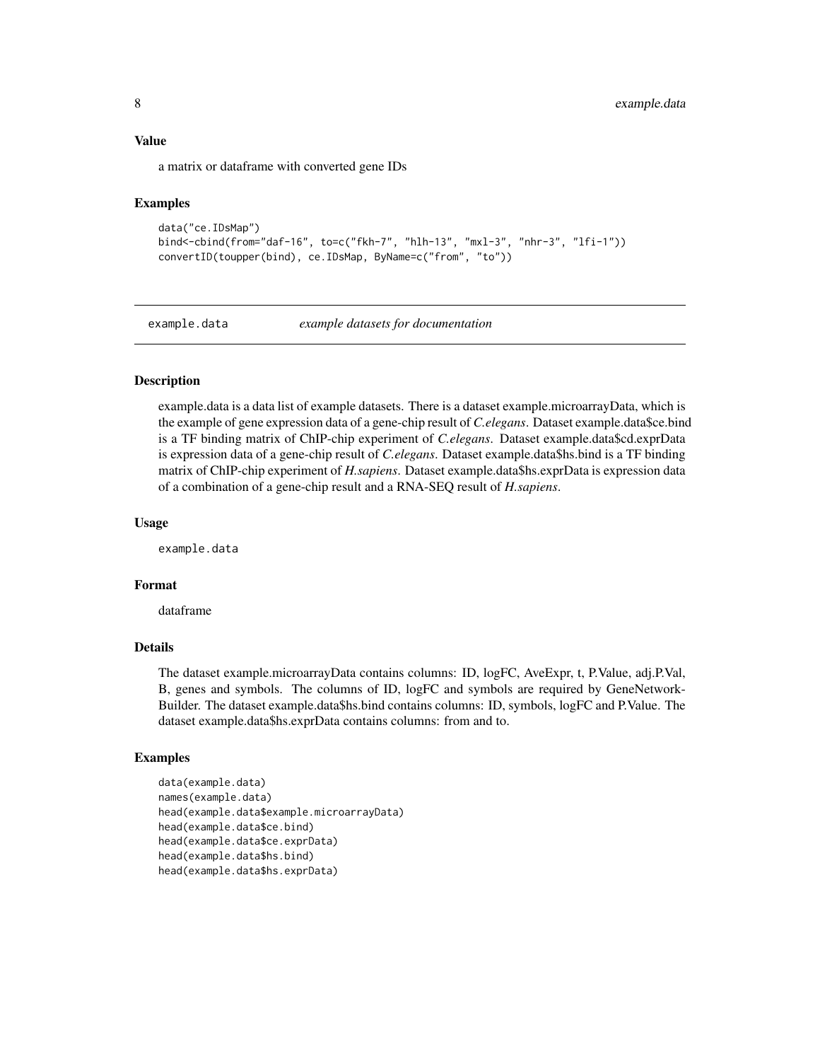### Value

a matrix or dataframe with converted gene IDs

### Examples

```
data("ce.IDsMap")
bind<-cbind(from="daf-16", to=c("fkh-7", "hlh-13", "mxl-3", "nhr-3", "lfi-1"))
convertID(toupper(bind), ce.IDsMap, ByName=c("from", "to"))
```

## example.data *example datasets for documentation*

### Description

example.data is a data list of example datasets. There is a dataset example.microarrayData, which is the example of gene expression data of a gene-chip result of *C.elegans*. Dataset example.data$ce.bind is a TF binding matrix of ChIP-chip experiment of *C.elegans*. Dataset example.data$cd.exprData is expression data of a gene-chip result of *C.elegans*. Dataset example.data$hs.bind is a TF binding matrix of ChIP-chip experiment of *H.sapiens*. Dataset example.data$hs.exprData is expression data of a combination of a gene-chip result and a RNA-SEQ result of *H.sapiens*.

### Usage

```
example.data
```

### Format

dataframe

### Details

The dataset example.microarrayData contains columns: ID, logFC, AveExpr, t, P.Value, adj.P.Val, B, genes and symbols. The columns of ID, logFC and symbols are required by GeneNetworkBuilder. The dataset example.data$hs.bind contains columns: ID, symbols, logFC and P.Value. The dataset example.data$hs.exprData contains columns: from and to.

### Examples

```
data(example.data)
names(example.data)
head(example.data$example.microarrayData)
head(example.data$ce.bind)
head(example.data$ce.exprData)
head(example.data$hs.bind)
head(example.data$hs.exprData)
```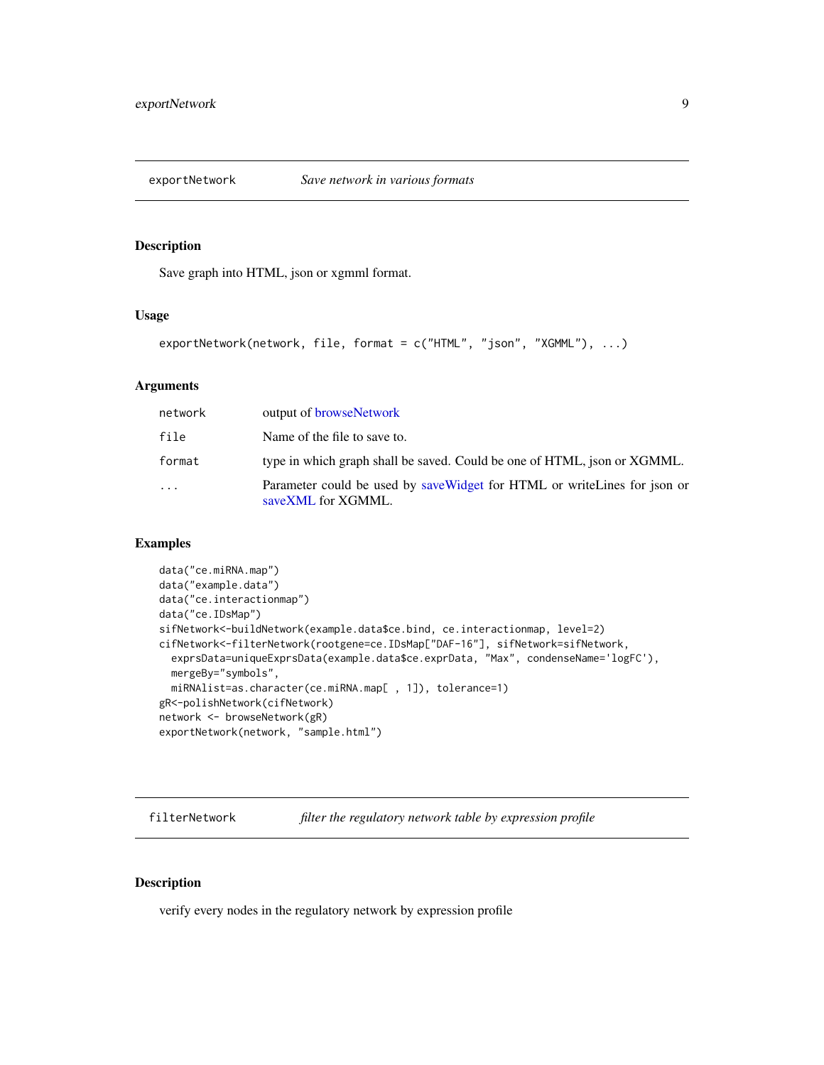## exportNetwork *Save network in various formats*

### Description

Save graph into HTML, json or xgmml format.

### Usage

```
exportNetwork(network, file, format = c("HTML", "json", "XGMML"), ...)
```

### Arguments

| | |
|---|---|
| network | output of browseNetwork |
| file | Name of the file to save to. |
| format | type in which graph shall be saved. Could be one of HTML, json or XGMML. |
| ... | Parameter could be used by saveWidget for HTML or writeLines for json or saveXML for XGMML. |

### Examples

```
data("ce.miRNA.map")
data("example.data")
data("ce.interactionmap")
data("ce.IDsMap")
sifNetwork<-buildNetwork(example.data$ce.bind, ce.interactionmap, level=2)
cifNetwork<-filterNetwork(rootgene=ce.IDsMap["DAF-16"], sifNetwork=sifNetwork,
  exprsData=uniqueExprsData(example.data$ce.exprData, "Max", condenseName='logFC'),
  mergeBy="symbols",
  miRNAlist=as.character(ce.miRNA.map[ , 1]), tolerance=1)
gR<-polishNetwork(cifNetwork)
network <- browseNetwork(gR)
exportNetwork(network, "sample.html")
```

## filterNetwork *filter the regulatory network table by expression profile*

### Description

verify every nodes in the regulatory network by expression profile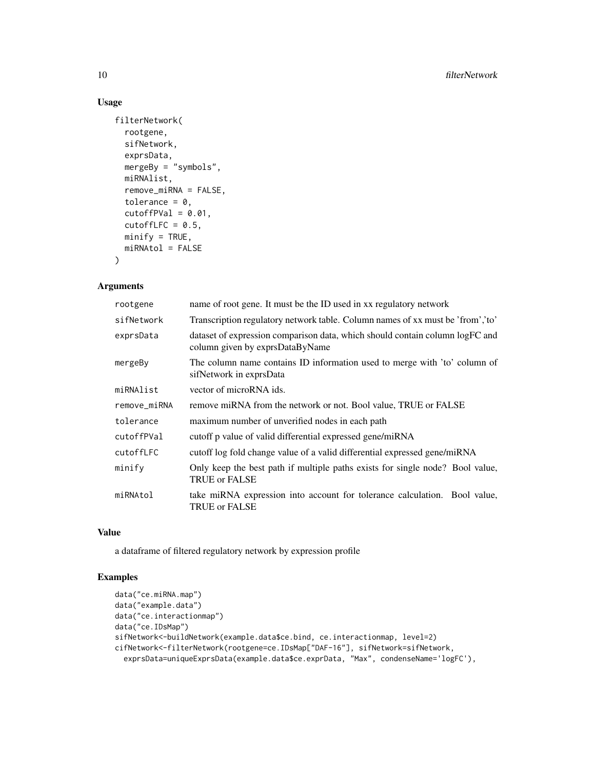## Usage

```
filterNetwork(
  rootgene,
  sifNetwork,
  exprsData,
  mergeBy = "symbols",
  miRNAlist,
  remove_miRNA = FALSE,
  tolerance = 0,
  cutoffPVal = 0.01,
  cutoffLFC = 0.5,
  minify = TRUE,
  miRNAtol = FALSE
)
```

## Arguments

| | |
|---|---|
| rootgene | name of root gene. It must be the ID used in xx regulatory network |
| sifNetwork | Transcription regulatory network table. Column names of xx must be 'from','to' |
| exprsData | dataset of expression comparison data, which should contain column logFC and column given by exprsDataByName |
| mergeBy | The column name contains ID information used to merge with 'to' column of sifNetwork in exprsData |
| miRNAlist | vector of microRNA ids. |
| remove_miRNA | remove miRNA from the network or not. Bool value, TRUE or FALSE |
| tolerance | maximum number of unverified nodes in each path |
| cutoffPVal | cutoff p value of valid differential expressed gene/miRNA |
| cutoffLFC | cutoff log fold change value of a valid differential expressed gene/miRNA |
| minify | Only keep the best path if multiple paths exists for single node? Bool value, TRUE or FALSE |
| miRNAtol | take miRNA expression into account for tolerance calculation. Bool value, TRUE or FALSE |

## Value

a dataframe of filtered regulatory network by expression profile

## Examples

```
data("ce.miRNA.map")
data("example.data")
data("ce.interactionmap")
data("ce.IDsMap")
sifNetwork<-buildNetwork(example.data$ce.bind, ce.interactionmap, level=2)
cifNetwork<-filterNetwork(rootgene=ce.IDsMap["DAF-16"], sifNetwork=sifNetwork,
  exprsData=uniqueExprsData(example.data$ce.exprData, "Max", condenseName='logFC'),
```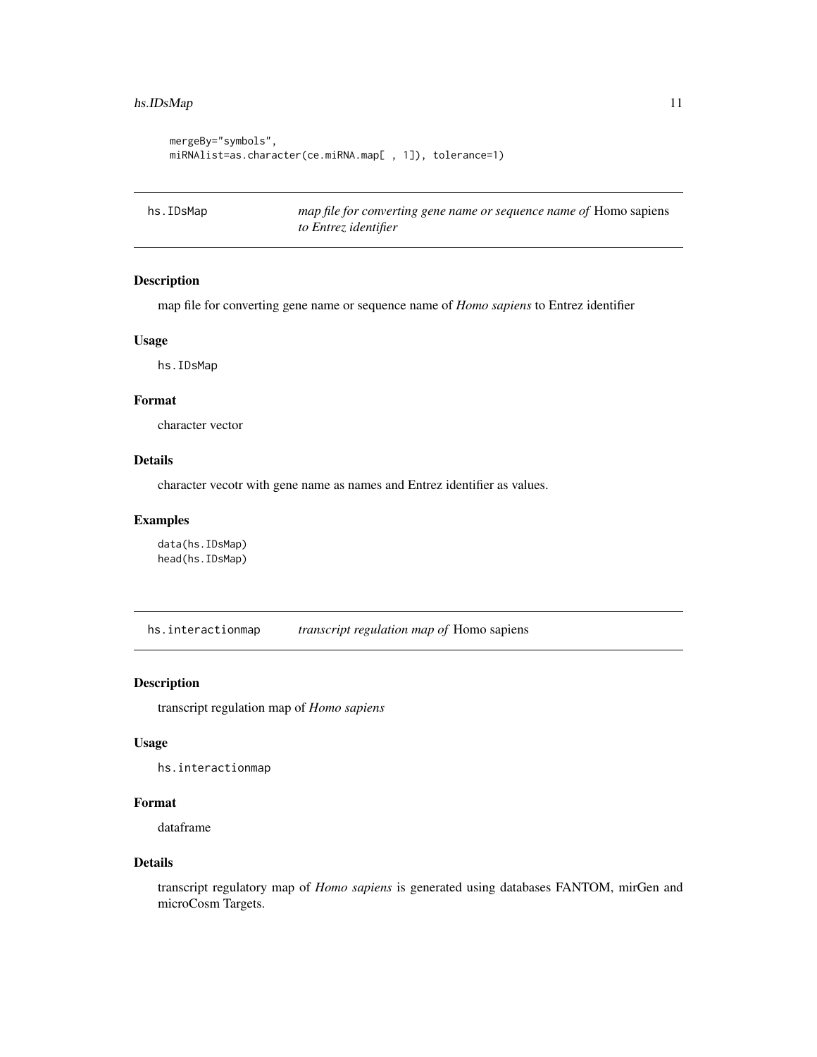```
mergeBy="symbols",
miRNAlist=as.character(ce.miRNA.map[ , 1]), tolerance=1)
```

## hs.IDsMap

*map file for converting gene name or sequence name of* Homo sapiens *to Entrez identifier*

### Description

map file for converting gene name or sequence name of *Homo sapiens* to Entrez identifier

### Usage

```
hs.IDsMap
```

### Format

character vector

### Details

character vecotr with gene name as names and Entrez identifier as values.

### Examples

```
data(hs.IDsMap)
head(hs.IDsMap)
```

## hs.interactionmap

*transcript regulation map of* Homo sapiens

### Description

transcript regulation map of *Homo sapiens*

### Usage

```
hs.interactionmap
```

### Format

dataframe

### Details

transcript regulatory map of *Homo sapiens* is generated using databases FANTOM, mirGen and microCosm Targets.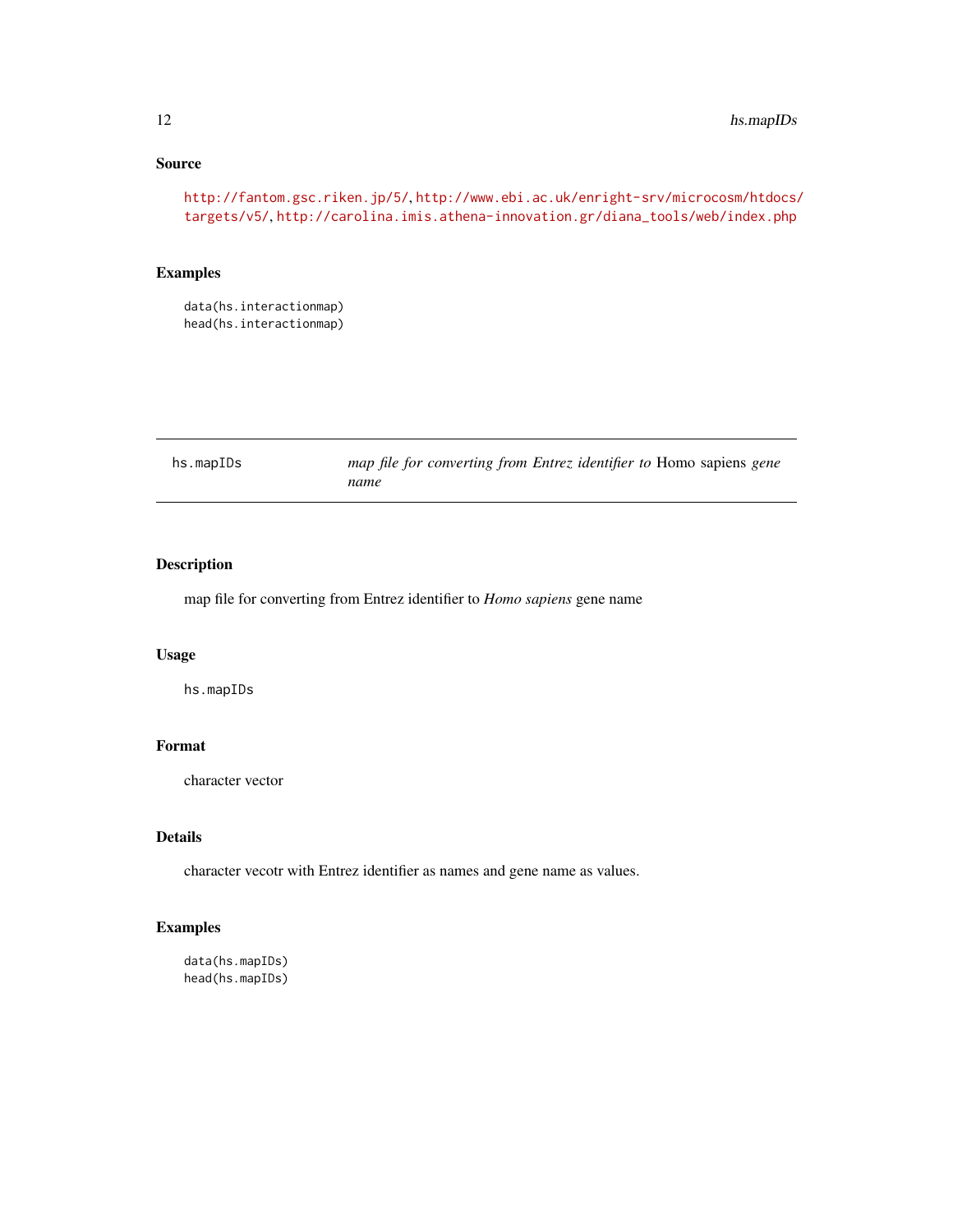### Source

http://fantom.gsc.riken.jp/5/, http://www.ebi.ac.uk/enright-srv/microcosm/htdocs/targets/v5/, http://carolina.imis.athena-innovation.gr/diana_tools/web/index.php

### Examples

```
data(hs.interactionmap)
head(hs.interactionmap)
```

---

## hs.mapIDs    *map file for converting from Entrez identifier to* Homo sapiens *gene name*

---

### Description

map file for converting from Entrez identifier to *Homo sapiens* gene name

### Usage

```
hs.mapIDs
```

### Format

character vector

### Details

character vecotr with Entrez identifier as names and gene name as values.

### Examples

```
data(hs.mapIDs)
head(hs.mapIDs)
```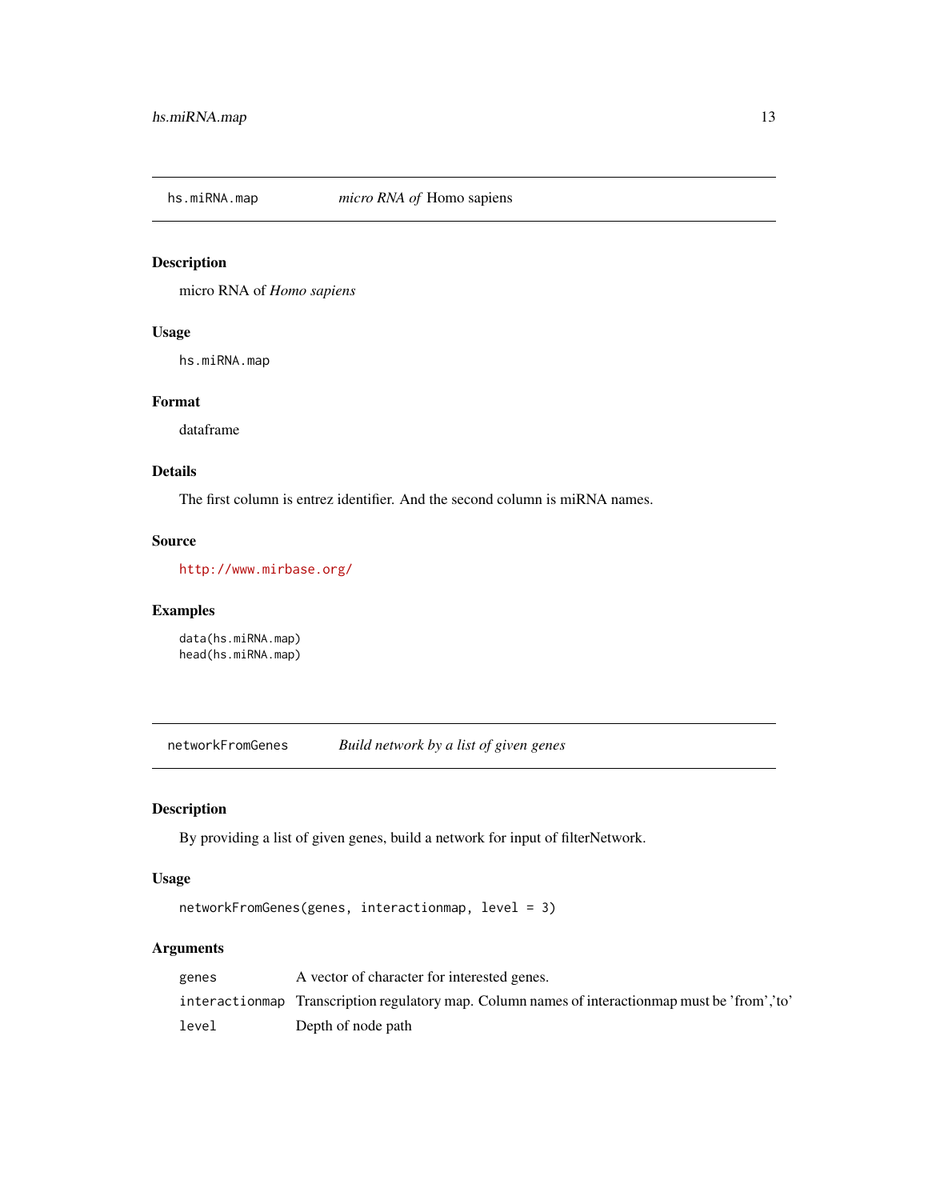## hs.miRNA.map — *micro RNA of* Homo sapiens

### Description

micro RNA of *Homo sapiens*

### Usage

```
hs.miRNA.map
```

### Format

dataframe

### Details

The first column is entrez identifier. And the second column is miRNA names.

### Source

http://www.mirbase.org/

### Examples

```
data(hs.miRNA.map)
head(hs.miRNA.map)
```

## networkFromGenes — *Build network by a list of given genes*

### Description

By providing a list of given genes, build a network for input of filterNetwork.

### Usage

```
networkFromGenes(genes, interactionmap, level = 3)
```

### Arguments

| | |
|---|---|
| `genes` | A vector of character for interested genes. |
| `interactionmap` | Transcription regulatory map. Column names of interactionmap must be 'from','to' |
| `level` | Depth of node path |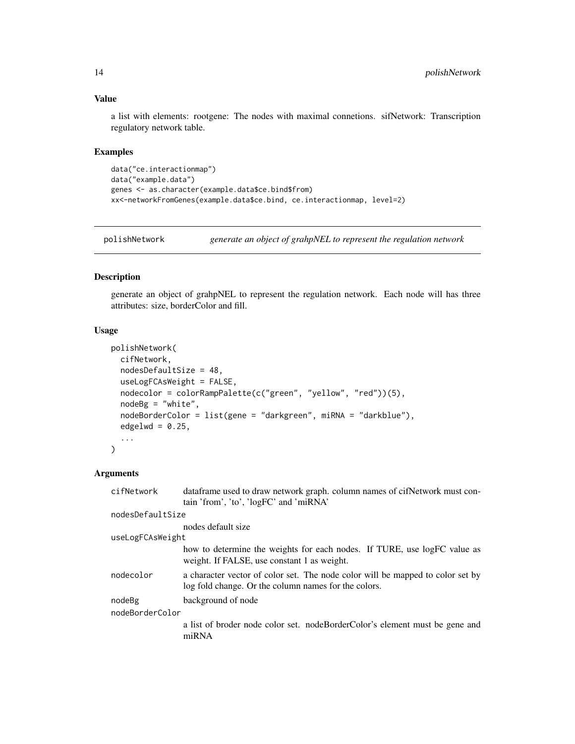### Value

a list with elements: rootgene: The nodes with maximal connetions. sifNetwork: Transcription regulatory network table.

### Examples

```
data("ce.interactionmap")
data("example.data")
genes <- as.character(example.data$ce.bind$from)
xx<-networkFromGenes(example.data$ce.bind, ce.interactionmap, level=2)
```

---

## polishNetwork    *generate an object of grahpNEL to represent the regulation network*

---

### Description

generate an object of grahpNEL to represent the regulation network. Each node will has three attributes: size, borderColor and fill.

### Usage

```
polishNetwork(
  cifNetwork,
  nodesDefaultSize = 48,
  useLogFCAsWeight = FALSE,
  nodecolor = colorRampPalette(c("green", "yellow", "red"))(5),
  nodeBg = "white",
  nodeBorderColor = list(gene = "darkgreen", miRNA = "darkblue"),
  edgelwd = 0.25,
  ...
)
```

### Arguments

| | |
|---|---|
| cifNetwork | dataframe used to draw network graph. column names of cifNetwork must contain 'from', 'to', 'logFC' and 'miRNA' |
| nodesDefaultSize | nodes default size |
| useLogFCAsWeight | how to determine the weights for each nodes. If TURE, use logFC value as weight. If FALSE, use constant 1 as weight. |
| nodecolor | a character vector of color set. The node color will be mapped to color set by log fold change. Or the column names for the colors. |
| nodeBg | background of node |
| nodeBorderColor | a list of broder node color set. nodeBorderColor's element must be gene and miRNA |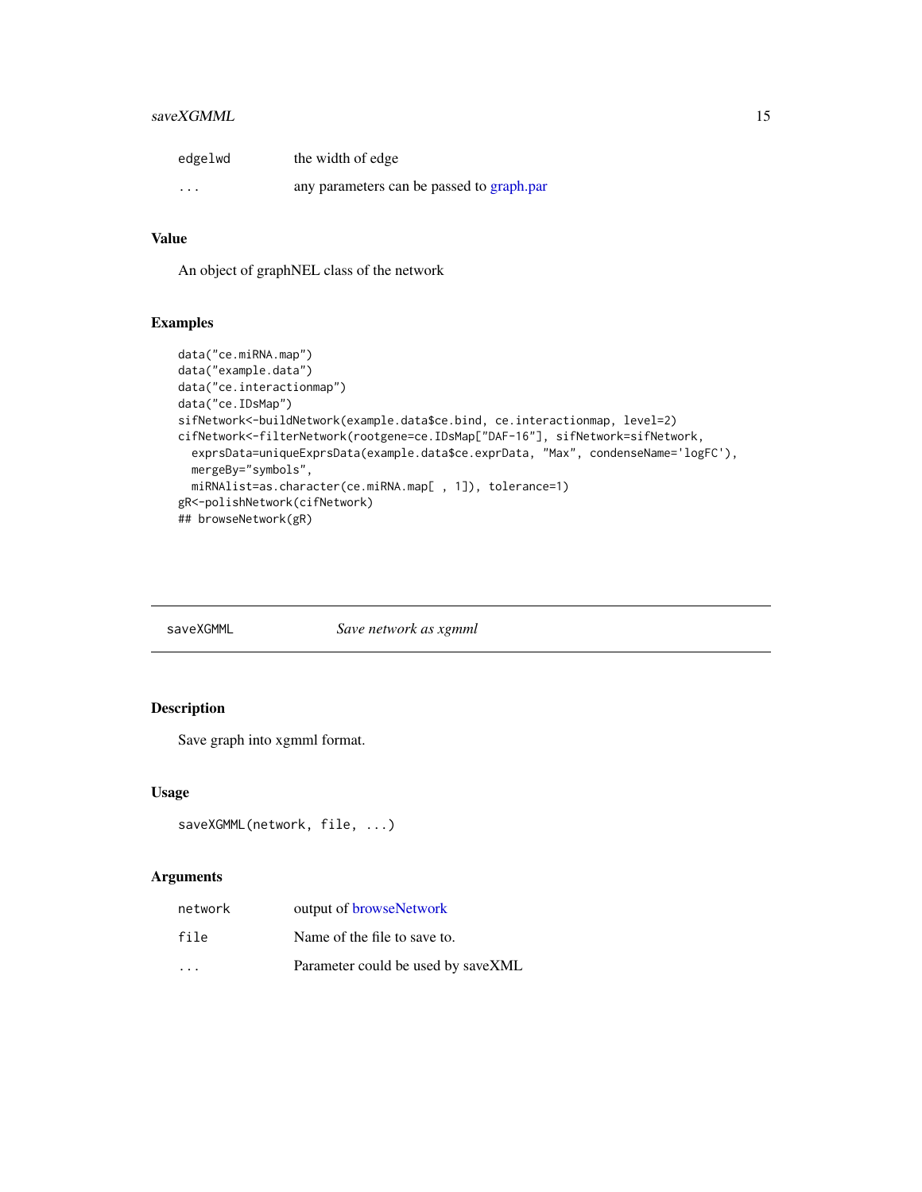| | |
|---|---|
| edgelwd | the width of edge |
| ... | any parameters can be passed to graph.par |

### Value

An object of graphNEL class of the network

### Examples

```
data("ce.miRNA.map")
data("example.data")
data("ce.interactionmap")
data("ce.IDsMap")
sifNetwork<-buildNetwork(example.data$ce.bind, ce.interactionmap, level=2)
cifNetwork<-filterNetwork(rootgene=ce.IDsMap["DAF-16"], sifNetwork=sifNetwork,
  exprsData=uniqueExprsData(example.data$ce.exprData, "Max", condenseName='logFC'),
  mergeBy="symbols",
  miRNAlist=as.character(ce.miRNA.map[ , 1]), tolerance=1)
gR<-polishNetwork(cifNetwork)
## browseNetwork(gR)
```

---

## saveXGMML *Save network as xgmml*

---

### Description

Save graph into xgmml format.

### Usage

```
saveXGMML(network, file, ...)
```

### Arguments

| | |
|---|---|
| network | output of browseNetwork |
| file | Name of the file to save to. |
| ... | Parameter could be used by saveXML |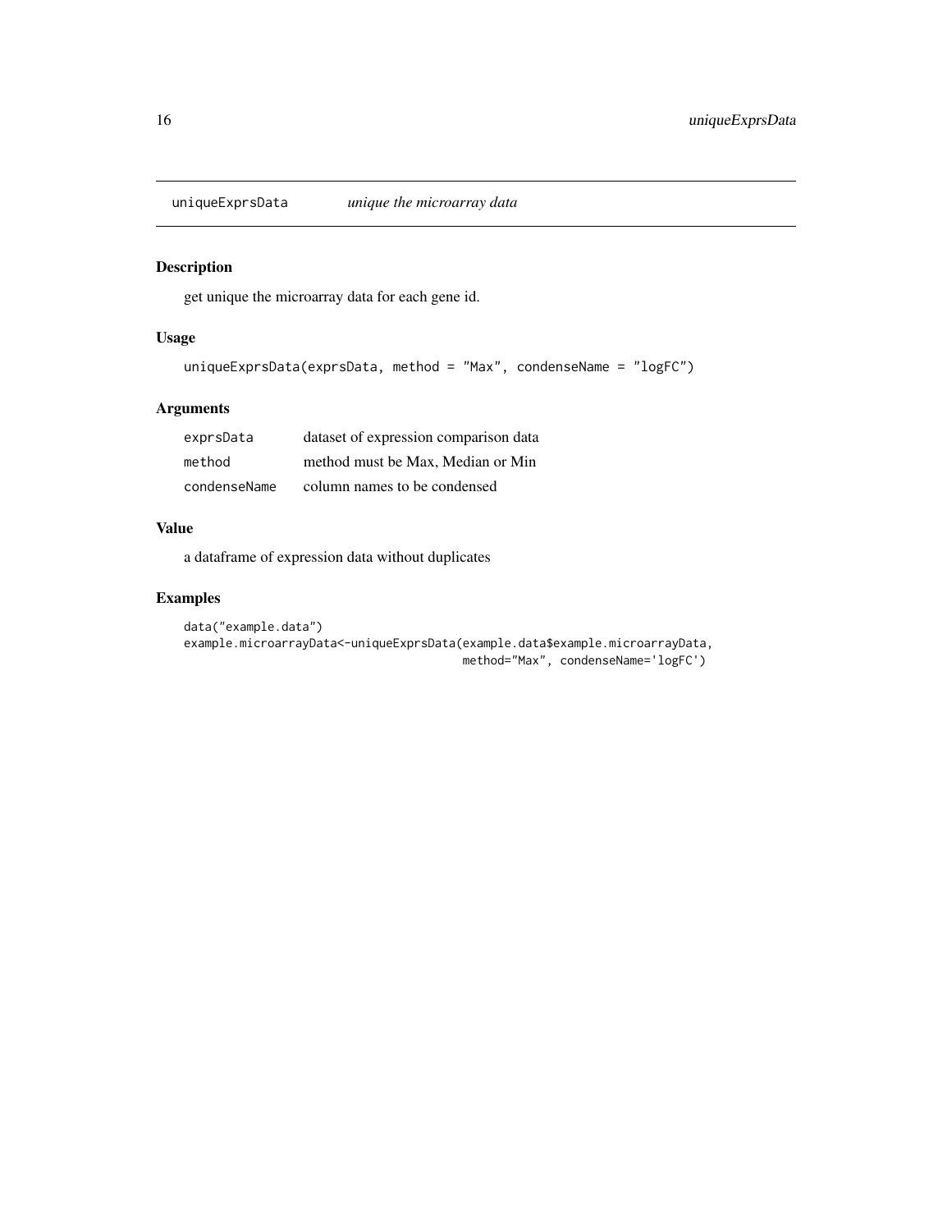## uniqueExprsData *unique the microarray data*

### Description

get unique the microarray data for each gene id.

### Usage

```
uniqueExprsData(exprsData, method = "Max", condenseName = "logFC")
```

### Arguments

| | |
|---|---|
| exprsData | dataset of expression comparison data |
| method | method must be Max, Median or Min |
| condenseName | column names to be condensed |

### Value

a dataframe of expression data without duplicates

### Examples

```
data("example.data")
example.microarrayData<-uniqueExprsData(example.data$example.microarrayData,
                                        method="Max", condenseName='logFC')
```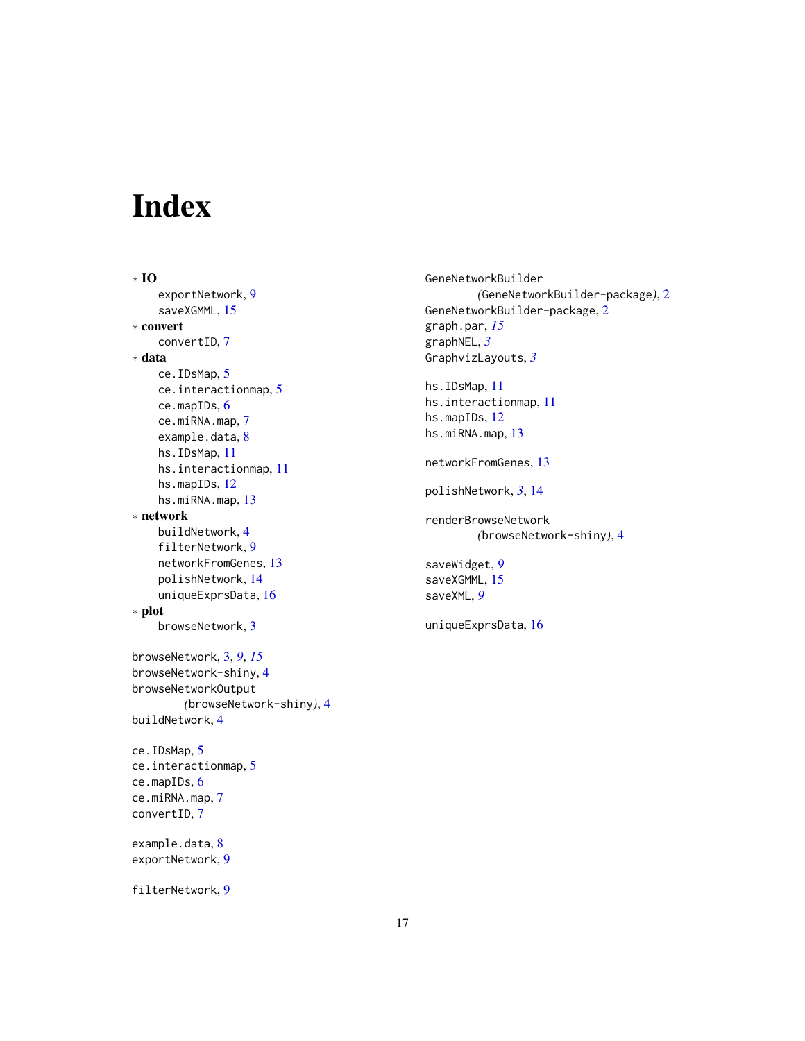# Index

∗ **IO**
- exportNetwork, 9
- saveXGMML, 15

∗ **convert**
- convertID, 7

∗ **data**
- ce.IDsMap, 5
- ce.interactionmap, 5
- ce.mapIDs, 6
- ce.miRNA.map, 7
- example.data, 8
- hs.IDsMap, 11
- hs.interactionmap, 11
- hs.mapIDs, 12
- hs.miRNA.map, 13

∗ **network**
- buildNetwork, 4
- filterNetwork, 9
- networkFromGenes, 13
- polishNetwork, 14
- uniqueExprsData, 16

∗ **plot**
- browseNetwork, 3

browseNetwork, 3, *9*, *15*
browseNetwork-shiny, 4
browseNetworkOutput
    *(*browseNetwork-shiny*)*, 4
buildNetwork, 4

ce.IDsMap, 5
ce.interactionmap, 5
ce.mapIDs, 6
ce.miRNA.map, 7
convertID, 7

example.data, 8
exportNetwork, 9

filterNetwork, 9

GeneNetworkBuilder
    *(*GeneNetworkBuilder-package*)*, 2
GeneNetworkBuilder-package, 2
graph.par, *15*
graphNEL, *3*
GraphvizLayouts, *3*

hs.IDsMap, 11
hs.interactionmap, 11
hs.mapIDs, 12
hs.miRNA.map, 13

networkFromGenes, 13

polishNetwork, *3*, 14

renderBrowseNetwork
    *(*browseNetwork-shiny*)*, 4

saveWidget, *9*
saveXGMML, 15
saveXML, *9*

uniqueExprsData, 16